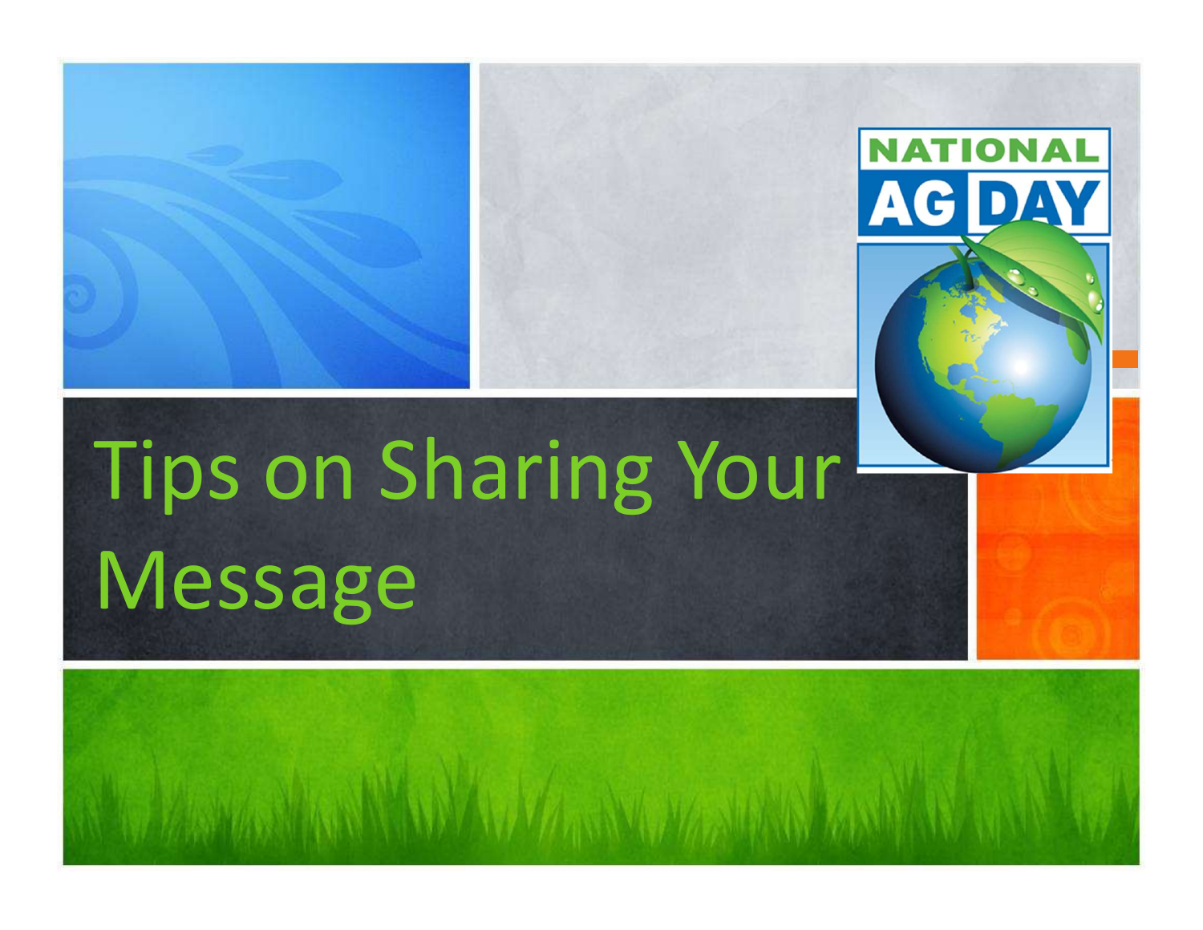# Tips on Sharing Your Message

NATIONAL AG DAY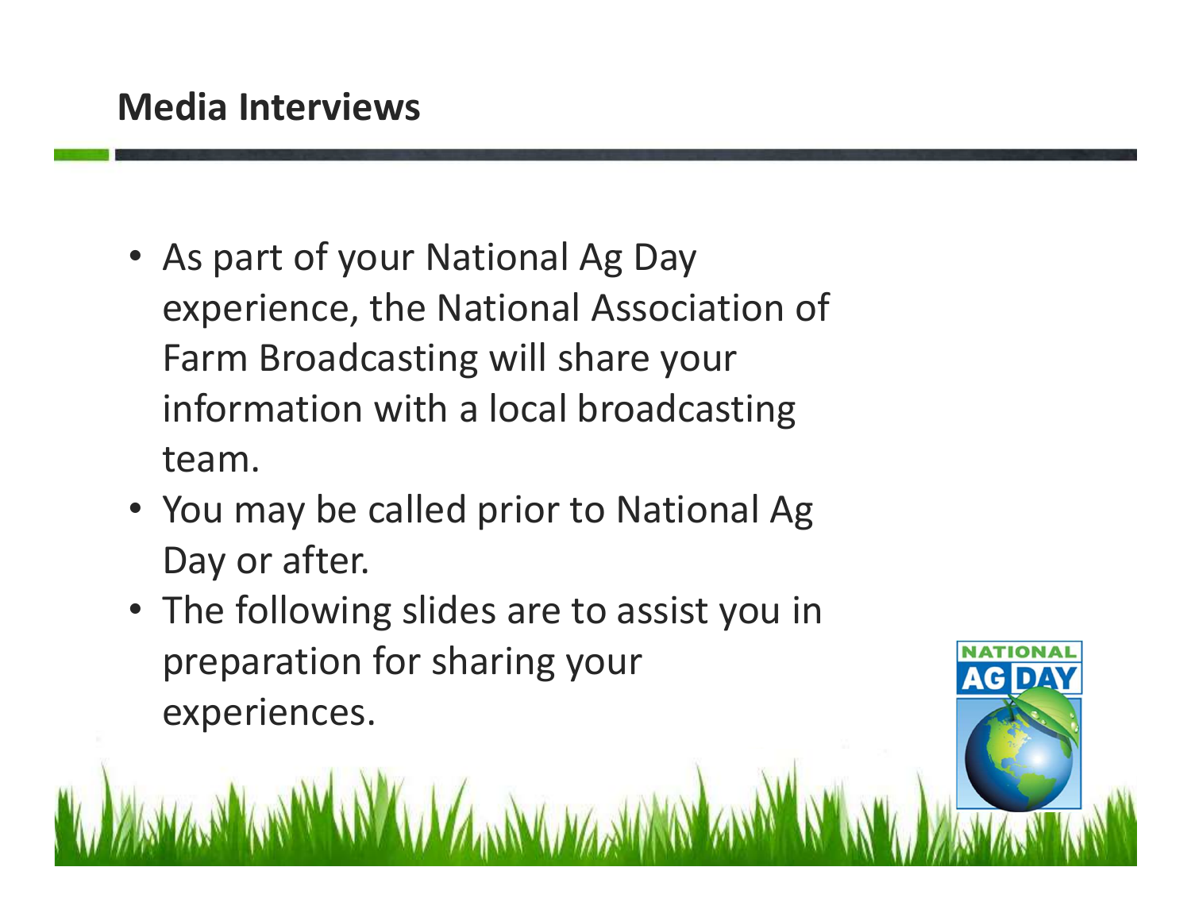# Media Interviews

- As part of your National Ag Day experience, the National Association of Farm Broadcasting will share your information with a local broadcasting team.
- You may be called prior to National Ag Day or after.
- The following slides are to assist you in preparation for sharing your experiences.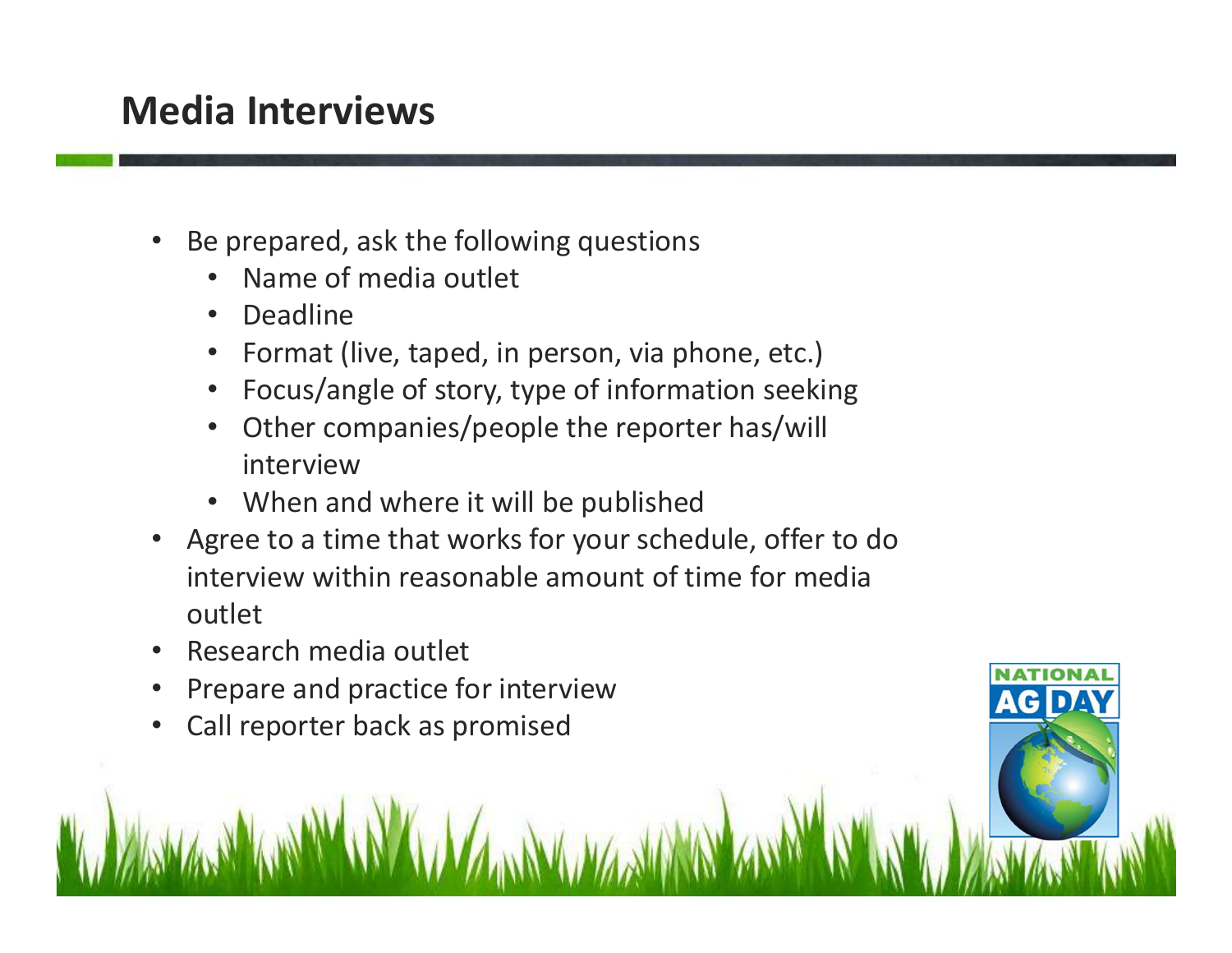# Media Interviews

- Be prepared, ask the following questions
  - Name of media outlet
  - Deadline
  - Format (live, taped, in person, via phone, etc.)
  - Focus/angle of story, type of information seeking
  - Other companies/people the reporter has/will interview
  - When and where it will be published
- Agree to a time that works for your schedule, offer to do interview within reasonable amount of time for media outlet
- Research media outlet
- Prepare and practice for interview
- Call reporter back as promised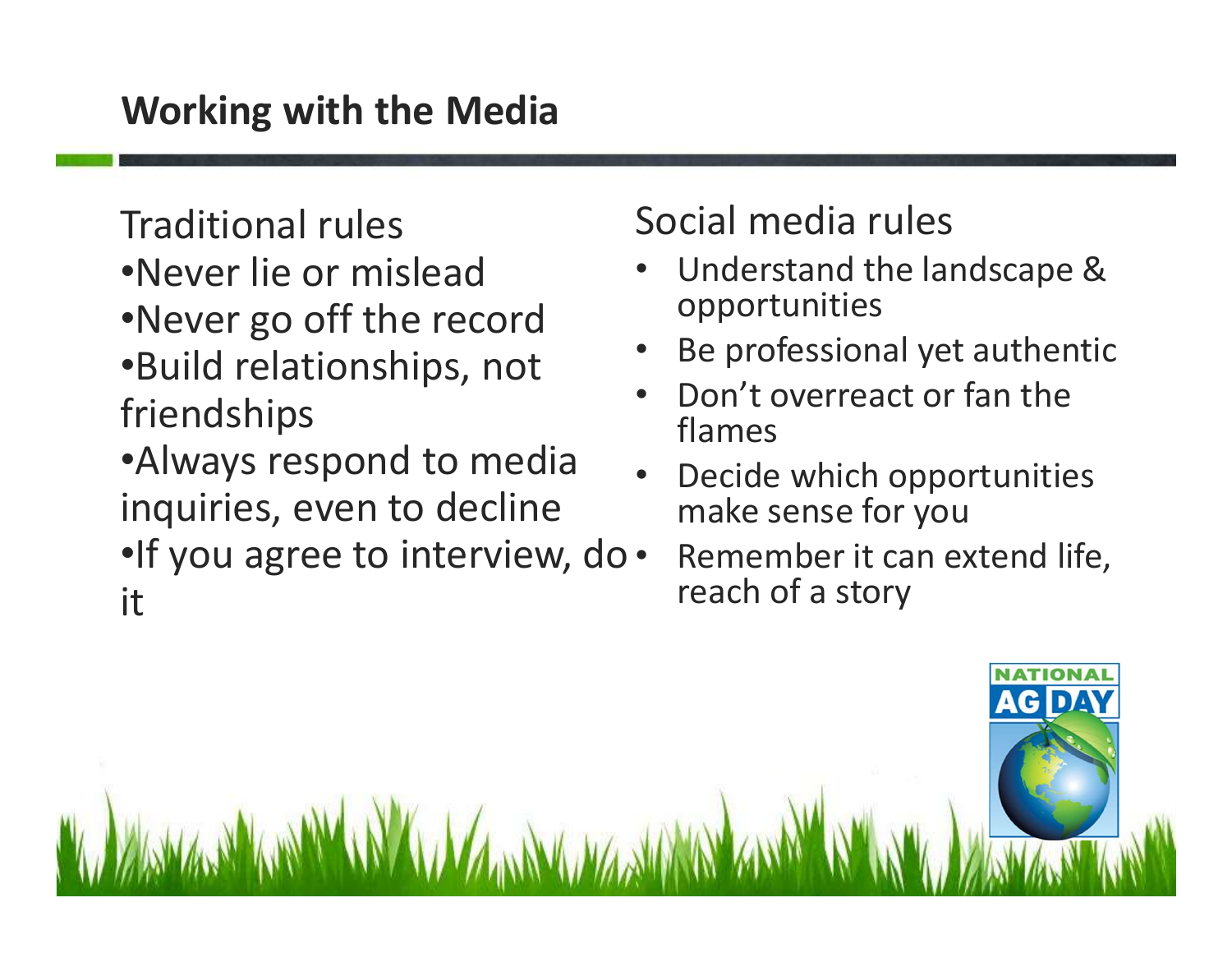## Working with the Media

Traditional rules

- Never lie or mislead
- Never go off the record
- Build relationships, not friendships
- Always respond to media inquiries, even to decline
- If you agree to interview, do it

Social media rules

- Understand the landscape & opportunities
- Be professional yet authentic
- Don't overreact or fan the flames
- Decide which opportunities make sense for you
- Remember it can extend life, reach of a story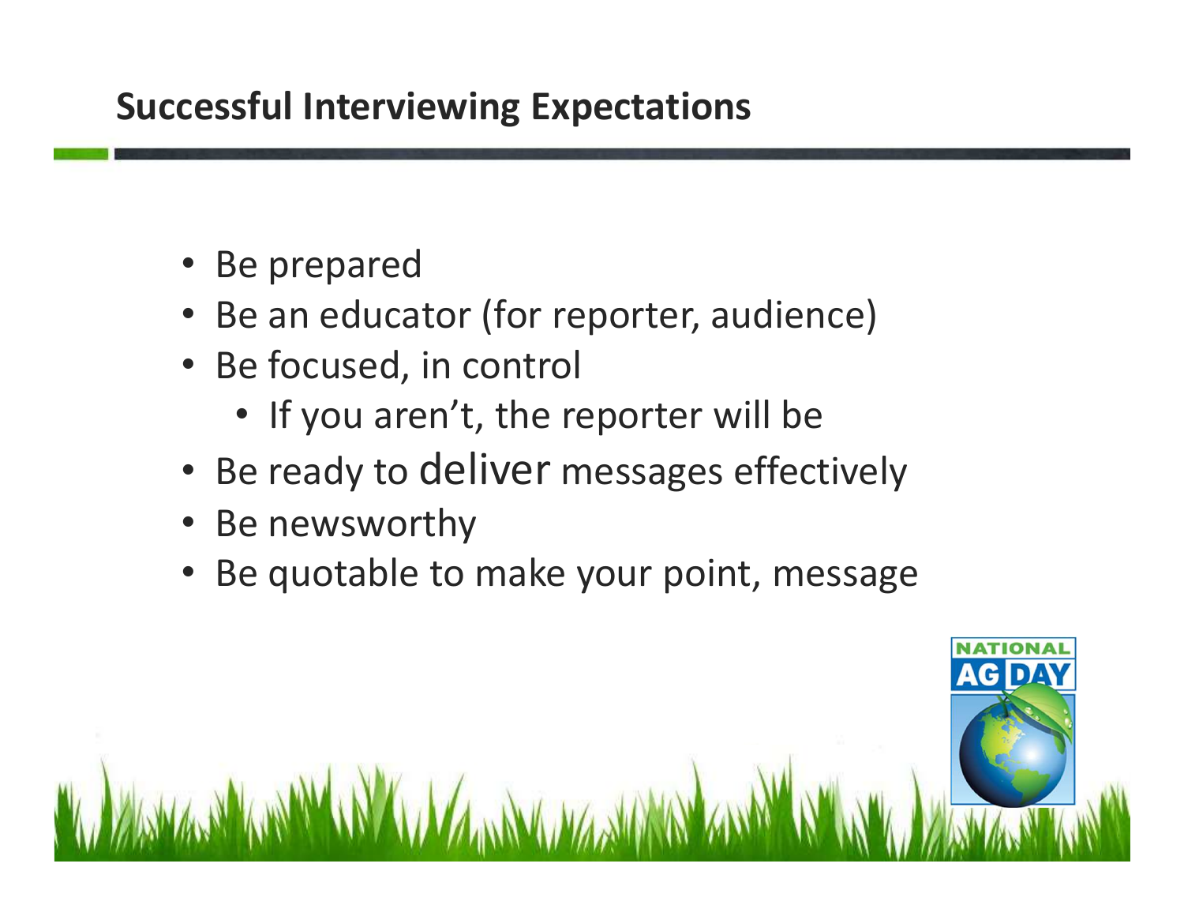## Successful Interviewing Expectations

- Be prepared
- Be an educator (for reporter, audience)
- Be focused, in control
  - If you aren't, the reporter will be
- Be ready to deliver messages effectively
- Be newsworthy
- Be quotable to make your point, message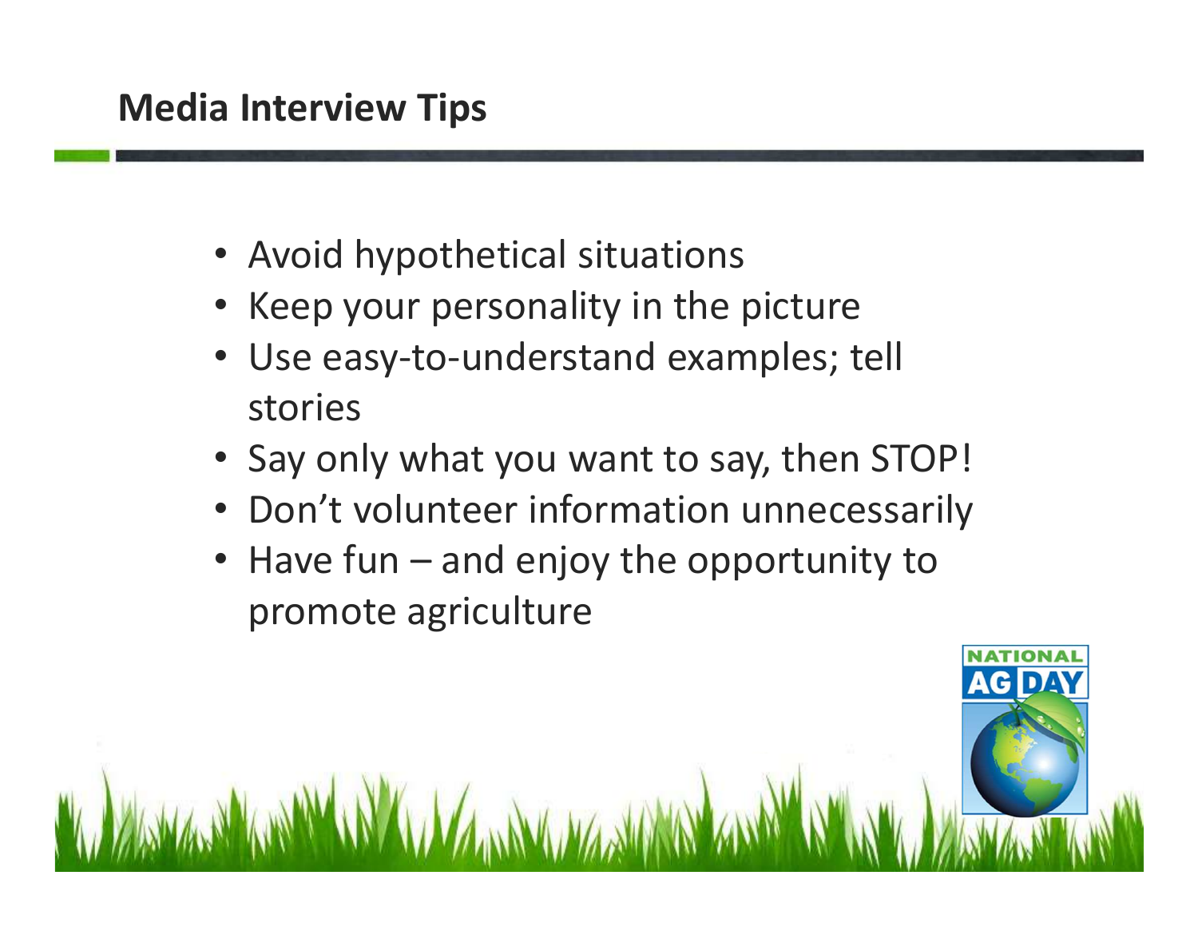## Media Interview Tips

- Avoid hypothetical situations
- Keep your personality in the picture
- Use easy-to-understand examples; tell stories
- Say only what you want to say, then STOP!
- Don't volunteer information unnecessarily
- Have fun – and enjoy the opportunity to promote agriculture